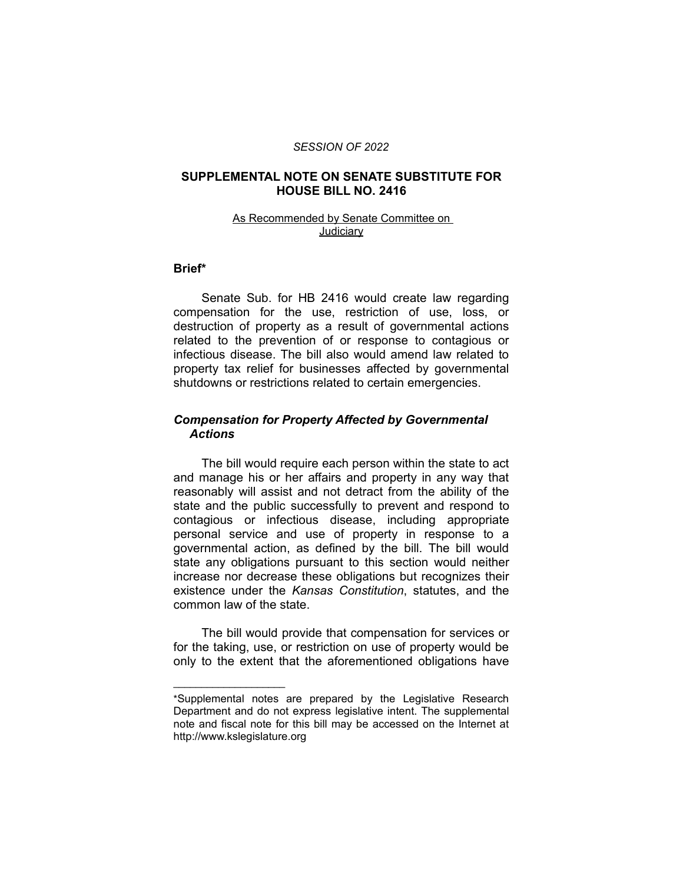*SESSION OF 2022*

## SUPPLEMENTAL NOTE ON SENATE SUBSTITUTE FOR HOUSE BILL NO. 2416

As Recommended by Senate Committee on Judiciary

### Brief*

Senate Sub. for HB 2416 would create law regarding compensation for the use, restriction of use, loss, or destruction of property as a result of governmental actions related to the prevention of or response to contagious or infectious disease. The bill also would amend law related to property tax relief for businesses affected by governmental shutdowns or restrictions related to certain emergencies.

### *Compensation for Property Affected by Governmental Actions*

The bill would require each person within the state to act and manage his or her affairs and property in any way that reasonably will assist and not detract from the ability of the state and the public successfully to prevent and respond to contagious or infectious disease, including appropriate personal service and use of property in response to a governmental action, as defined by the bill. The bill would state any obligations pursuant to this section would neither increase nor decrease these obligations but recognizes their existence under the *Kansas Constitution*, statutes, and the common law of the state.

The bill would provide that compensation for services or for the taking, use, or restriction on use of property would be only to the extent that the aforementioned obligations have

---

*Supplemental notes are prepared by the Legislative Research Department and do not express legislative intent. The supplemental note and fiscal note for this bill may be accessed on the Internet at http://www.kslegislature.org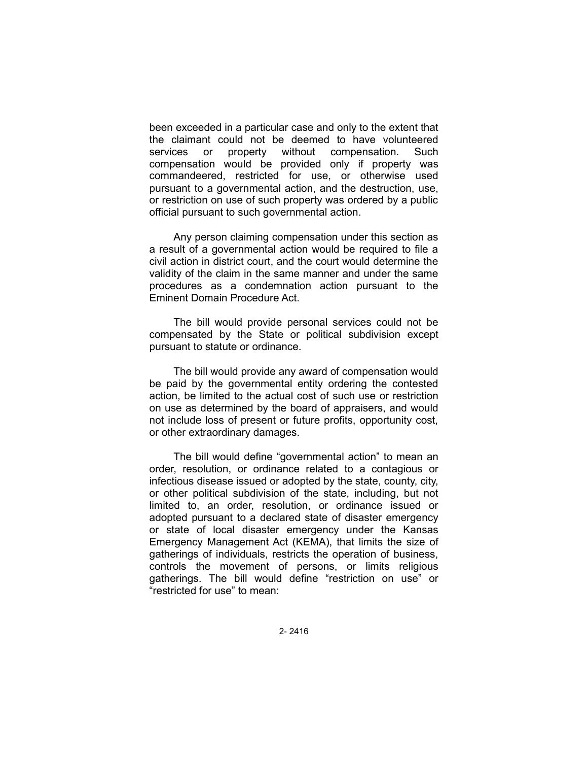been exceeded in a particular case and only to the extent that the claimant could not be deemed to have volunteered services or property without compensation. Such compensation would be provided only if property was commandeered, restricted for use, or otherwise used pursuant to a governmental action, and the destruction, use, or restriction on use of such property was ordered by a public official pursuant to such governmental action.

Any person claiming compensation under this section as a result of a governmental action would be required to file a civil action in district court, and the court would determine the validity of the claim in the same manner and under the same procedures as a condemnation action pursuant to the Eminent Domain Procedure Act.

The bill would provide personal services could not be compensated by the State or political subdivision except pursuant to statute or ordinance.

The bill would provide any award of compensation would be paid by the governmental entity ordering the contested action, be limited to the actual cost of such use or restriction on use as determined by the board of appraisers, and would not include loss of present or future profits, opportunity cost, or other extraordinary damages.

The bill would define "governmental action" to mean an order, resolution, or ordinance related to a contagious or infectious disease issued or adopted by the state, county, city, or other political subdivision of the state, including, but not limited to, an order, resolution, or ordinance issued or adopted pursuant to a declared state of disaster emergency or state of local disaster emergency under the Kansas Emergency Management Act (KEMA), that limits the size of gatherings of individuals, restricts the operation of business, controls the movement of persons, or limits religious gatherings. The bill would define "restriction on use" or "restricted for use" to mean: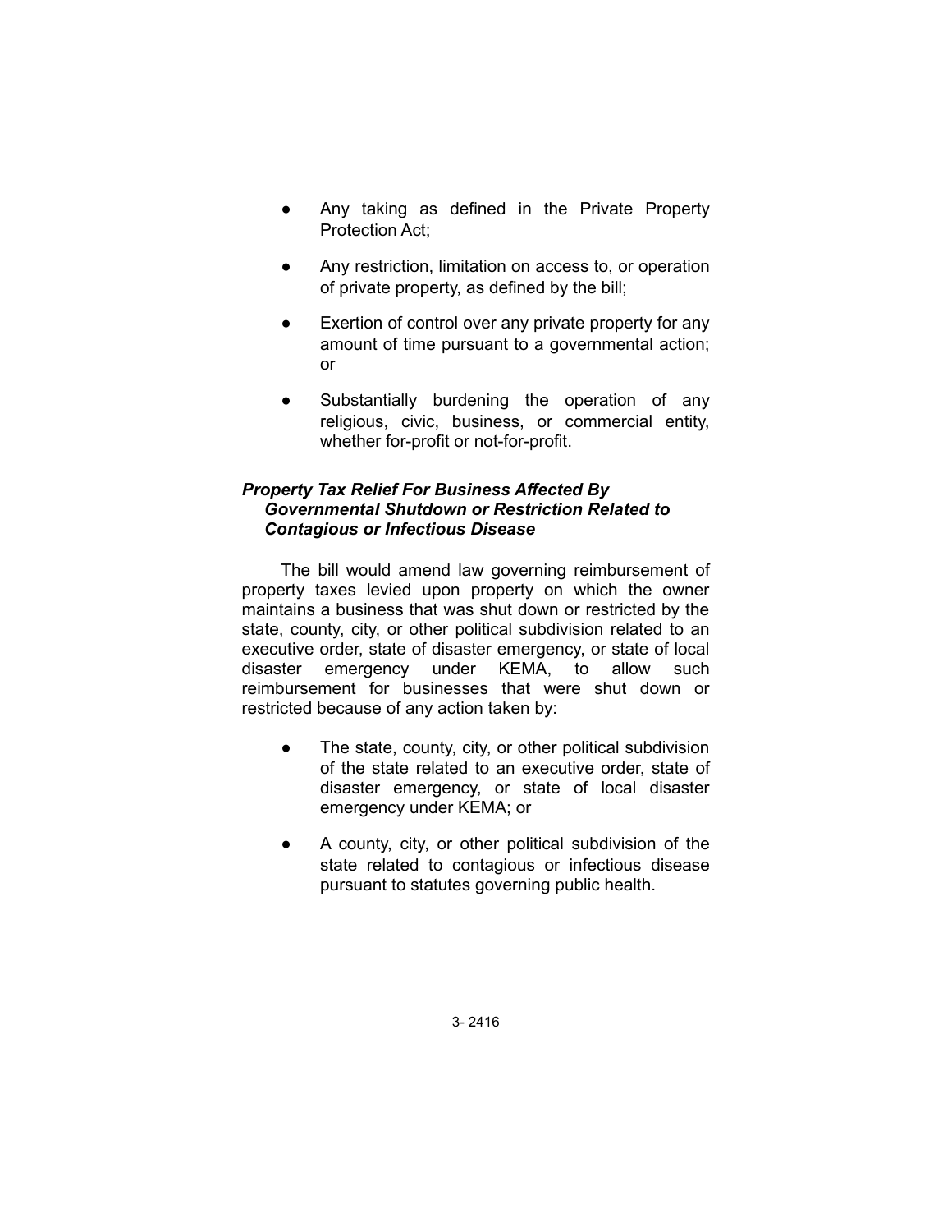- Any taking as defined in the Private Property Protection Act;
- Any restriction, limitation on access to, or operation of private property, as defined by the bill;
- Exertion of control over any private property for any amount of time pursuant to a governmental action; or
- Substantially burdening the operation of any religious, civic, business, or commercial entity, whether for-profit or not-for-profit.

***Property Tax Relief For Business Affected By Governmental Shutdown or Restriction Related to Contagious or Infectious Disease***

The bill would amend law governing reimbursement of property taxes levied upon property on which the owner maintains a business that was shut down or restricted by the state, county, city, or other political subdivision related to an executive order, state of disaster emergency, or state of local disaster emergency under KEMA, to allow such reimbursement for businesses that were shut down or restricted because of any action taken by:

- The state, county, city, or other political subdivision of the state related to an executive order, state of disaster emergency, or state of local disaster emergency under KEMA; or
- A county, city, or other political subdivision of the state related to contagious or infectious disease pursuant to statutes governing public health.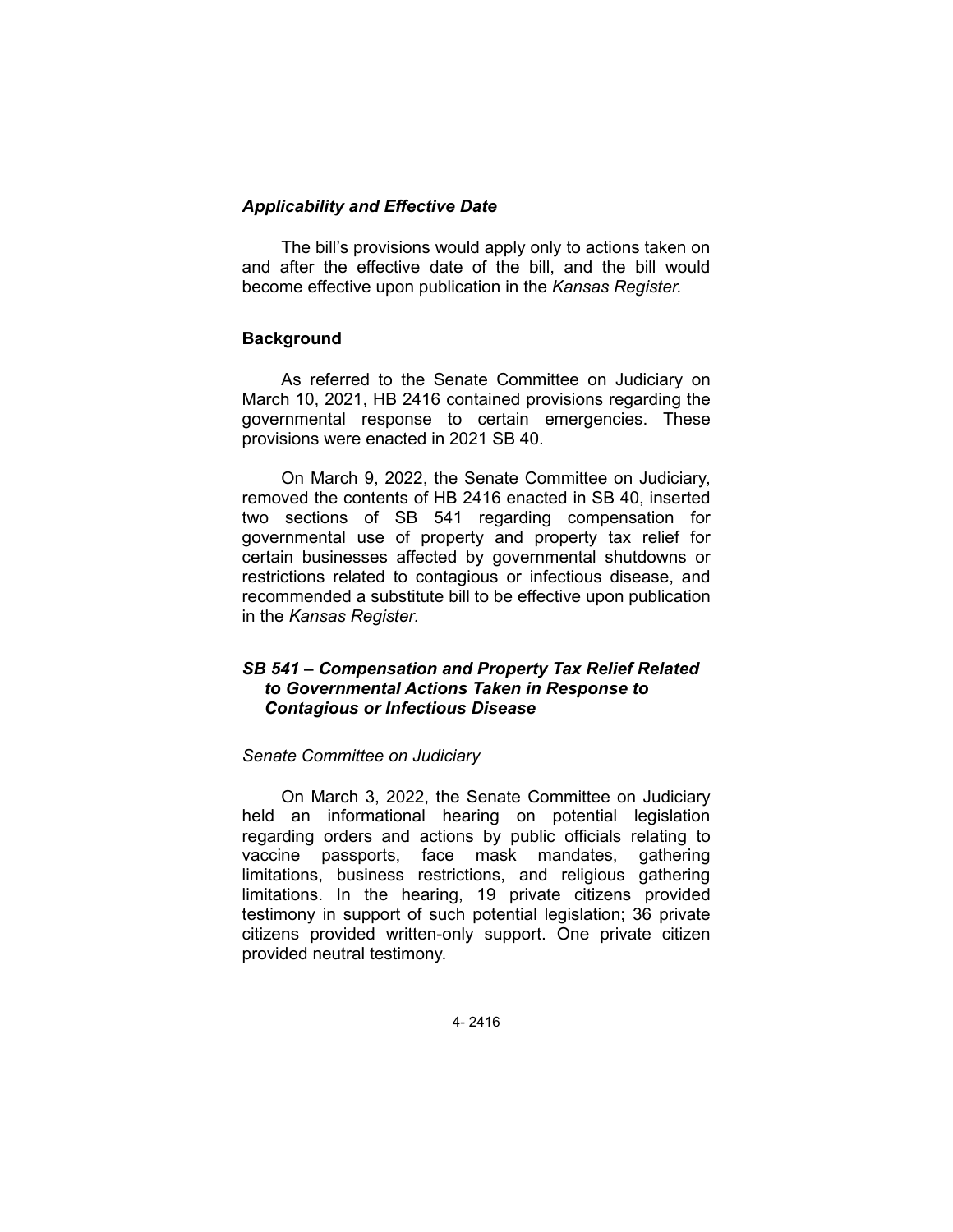### *Applicability and Effective Date*

The bill's provisions would apply only to actions taken on and after the effective date of the bill, and the bill would become effective upon publication in the *Kansas Register.*

## **Background**

As referred to the Senate Committee on Judiciary on March 10, 2021, HB 2416 contained provisions regarding the governmental response to certain emergencies. These provisions were enacted in 2021 SB 40.

On March 9, 2022, the Senate Committee on Judiciary, removed the contents of HB 2416 enacted in SB 40, inserted two sections of SB 541 regarding compensation for governmental use of property and property tax relief for certain businesses affected by governmental shutdowns or restrictions related to contagious or infectious disease, and recommended a substitute bill to be effective upon publication in the *Kansas Register.*

### ***SB 541 – Compensation and Property Tax Relief Related to Governmental Actions Taken in Response to Contagious or Infectious Disease***

*Senate Committee on Judiciary*

On March 3, 2022, the Senate Committee on Judiciary held an informational hearing on potential legislation regarding orders and actions by public officials relating to vaccine passports, face mask mandates, gathering limitations, business restrictions, and religious gathering limitations. In the hearing, 19 private citizens provided testimony in support of such potential legislation; 36 private citizens provided written-only support. One private citizen provided neutral testimony.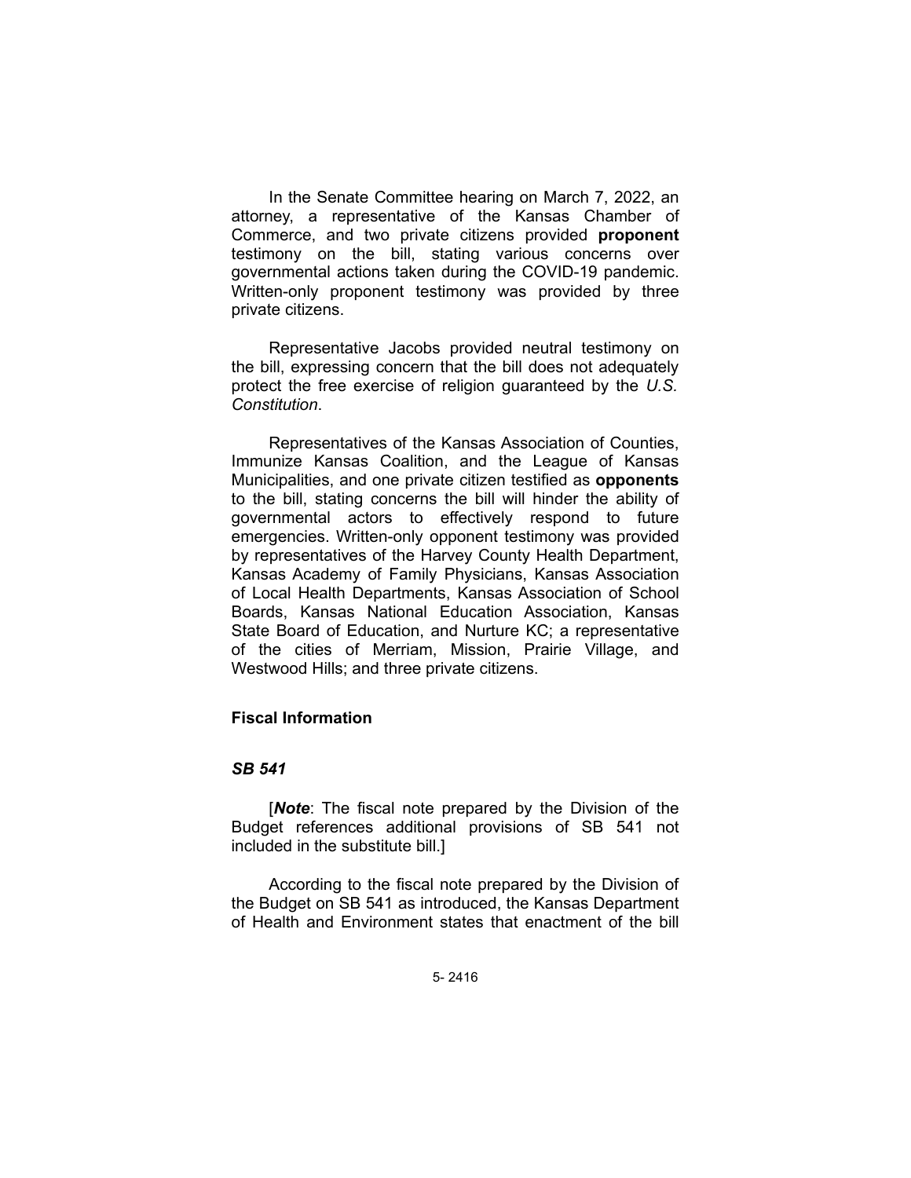In the Senate Committee hearing on March 7, 2022, an attorney, a representative of the Kansas Chamber of Commerce, and two private citizens provided **proponent** testimony on the bill, stating various concerns over governmental actions taken during the COVID-19 pandemic. Written-only proponent testimony was provided by three private citizens.

Representative Jacobs provided neutral testimony on the bill, expressing concern that the bill does not adequately protect the free exercise of religion guaranteed by the *U.S. Constitution*.

Representatives of the Kansas Association of Counties, Immunize Kansas Coalition, and the League of Kansas Municipalities, and one private citizen testified as **opponents** to the bill, stating concerns the bill will hinder the ability of governmental actors to effectively respond to future emergencies. Written-only opponent testimony was provided by representatives of the Harvey County Health Department, Kansas Academy of Family Physicians, Kansas Association of Local Health Departments, Kansas Association of School Boards, Kansas National Education Association, Kansas State Board of Education, and Nurture KC; a representative of the cities of Merriam, Mission, Prairie Village, and Westwood Hills; and three private citizens.

## Fiscal Information

### *SB 541*

[***Note***: The fiscal note prepared by the Division of the Budget references additional provisions of SB 541 not included in the substitute bill.]

According to the fiscal note prepared by the Division of the Budget on SB 541 as introduced, the Kansas Department of Health and Environment states that enactment of the bill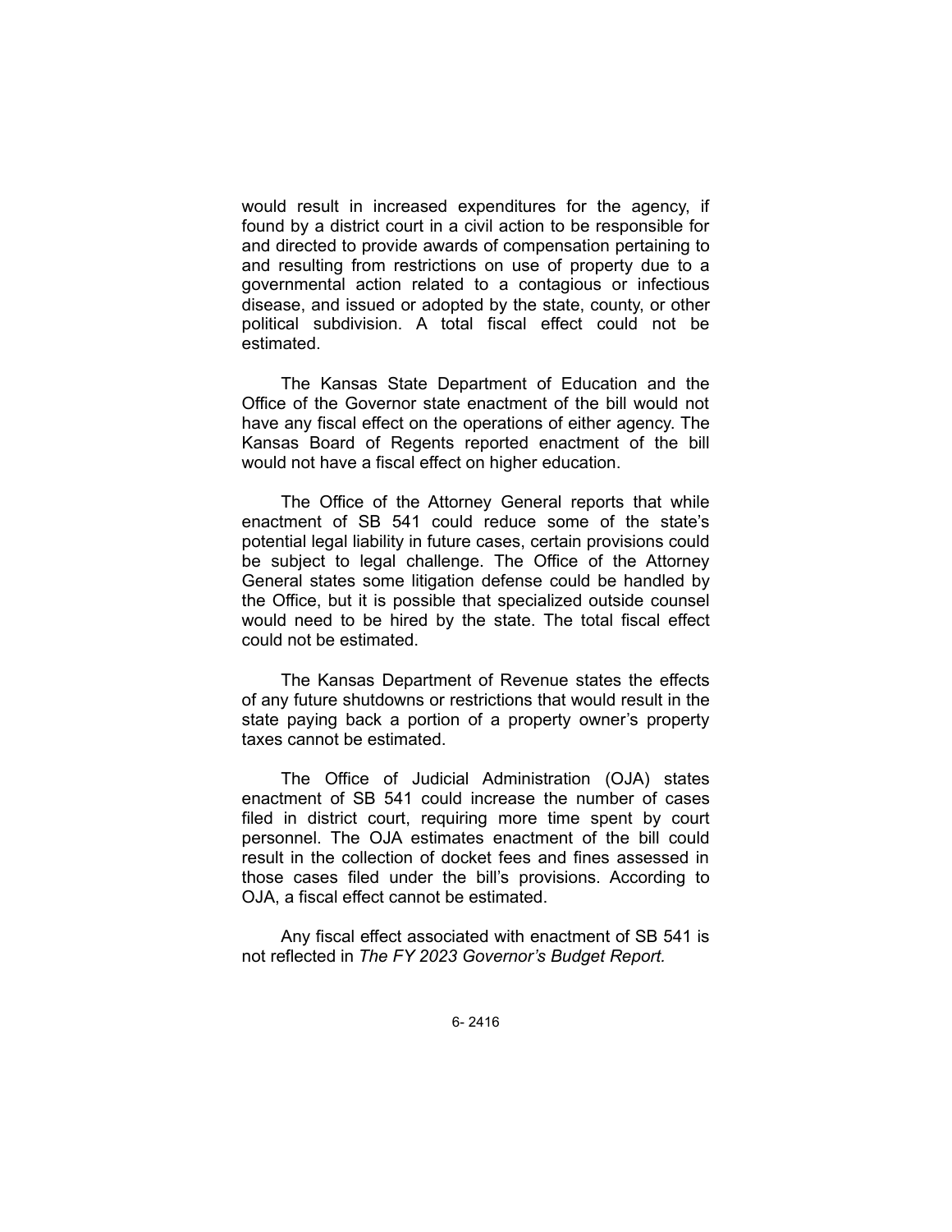would result in increased expenditures for the agency, if found by a district court in a civil action to be responsible for and directed to provide awards of compensation pertaining to and resulting from restrictions on use of property due to a governmental action related to a contagious or infectious disease, and issued or adopted by the state, county, or other political subdivision. A total fiscal effect could not be estimated.

The Kansas State Department of Education and the Office of the Governor state enactment of the bill would not have any fiscal effect on the operations of either agency. The Kansas Board of Regents reported enactment of the bill would not have a fiscal effect on higher education.

The Office of the Attorney General reports that while enactment of SB 541 could reduce some of the state's potential legal liability in future cases, certain provisions could be subject to legal challenge. The Office of the Attorney General states some litigation defense could be handled by the Office, but it is possible that specialized outside counsel would need to be hired by the state. The total fiscal effect could not be estimated.

The Kansas Department of Revenue states the effects of any future shutdowns or restrictions that would result in the state paying back a portion of a property owner's property taxes cannot be estimated.

The Office of Judicial Administration (OJA) states enactment of SB 541 could increase the number of cases filed in district court, requiring more time spent by court personnel. The OJA estimates enactment of the bill could result in the collection of docket fees and fines assessed in those cases filed under the bill's provisions. According to OJA, a fiscal effect cannot be estimated.

Any fiscal effect associated with enactment of SB 541 is not reflected in *The FY 2023 Governor's Budget Report.*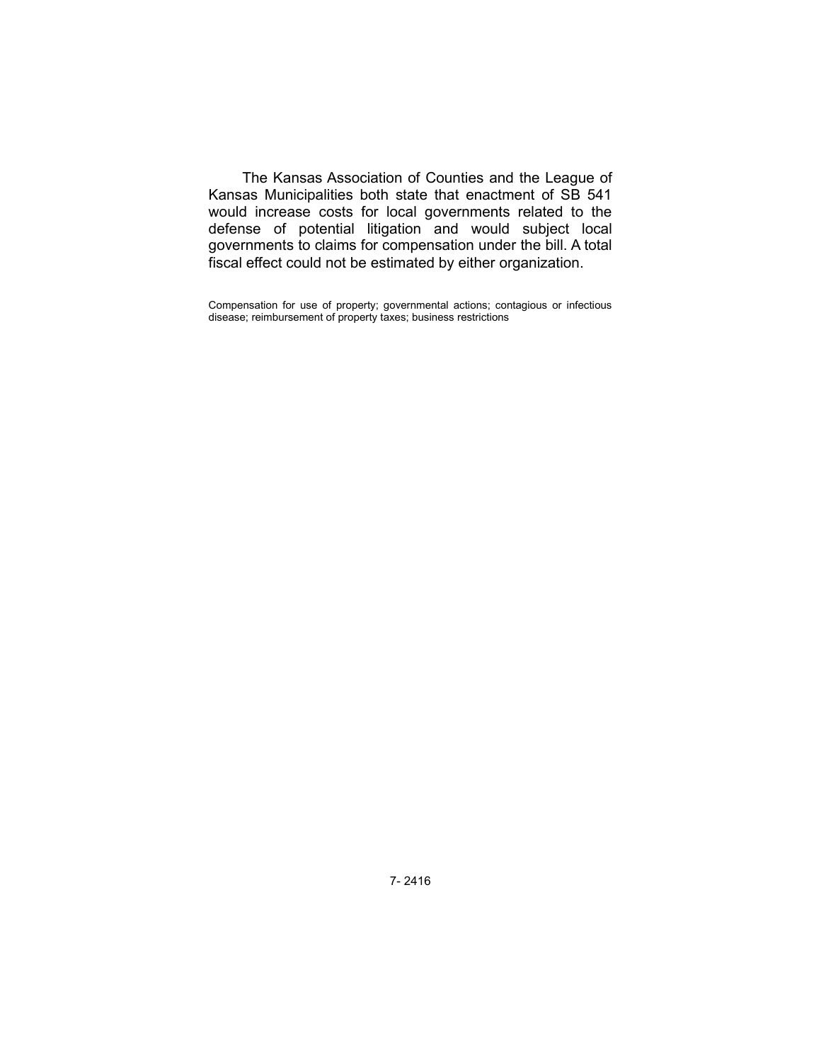The Kansas Association of Counties and the League of Kansas Municipalities both state that enactment of SB 541 would increase costs for local governments related to the defense of potential litigation and would subject local governments to claims for compensation under the bill. A total fiscal effect could not be estimated by either organization.

Compensation for use of property; governmental actions; contagious or infectious disease; reimbursement of property taxes; business restrictions